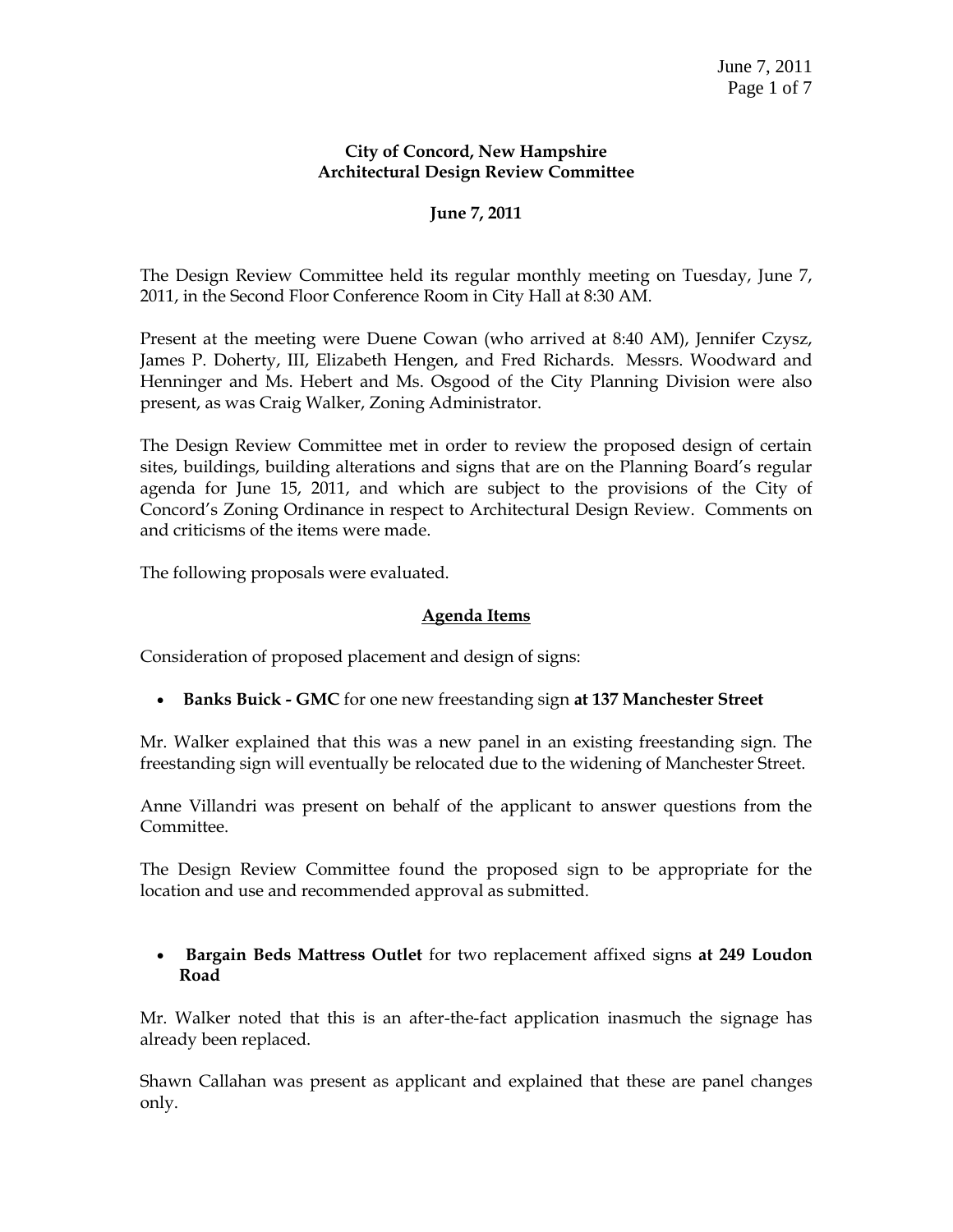**City of Concord, New Hampshire**
**Architectural Design Review Committee**

**June 7, 2011**

The Design Review Committee held its regular monthly meeting on Tuesday, June 7, 2011, in the Second Floor Conference Room in City Hall at 8:30 AM.

Present at the meeting were Duene Cowan (who arrived at 8:40 AM), Jennifer Czysz, James P. Doherty, III, Elizabeth Hengen, and Fred Richards. Messrs. Woodward and Henninger and Ms. Hebert and Ms. Osgood of the City Planning Division were also present, as was Craig Walker, Zoning Administrator.

The Design Review Committee met in order to review the proposed design of certain sites, buildings, building alterations and signs that are on the Planning Board's regular agenda for June 15, 2011, and which are subject to the provisions of the City of Concord's Zoning Ordinance in respect to Architectural Design Review. Comments on and criticisms of the items were made.

The following proposals were evaluated.

## <u>Agenda Items</u>

Consideration of proposed placement and design of signs:

- **Banks Buick - GMC** for one new freestanding sign **at 137 Manchester Street**

Mr. Walker explained that this was a new panel in an existing freestanding sign. The freestanding sign will eventually be relocated due to the widening of Manchester Street.

Anne Villandri was present on behalf of the applicant to answer questions from the Committee.

The Design Review Committee found the proposed sign to be appropriate for the location and use and recommended approval as submitted.

- **Bargain Beds Mattress Outlet** for two replacement affixed signs **at 249 Loudon Road**

Mr. Walker noted that this is an after-the-fact application inasmuch the signage has already been replaced.

Shawn Callahan was present as applicant and explained that these are panel changes only.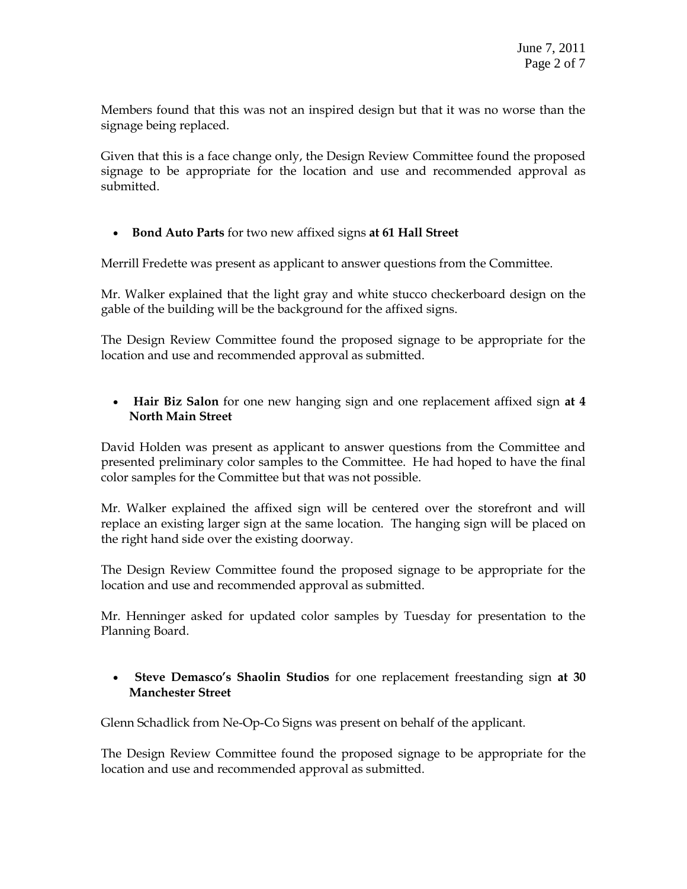Members found that this was not an inspired design but that it was no worse than the signage being replaced.

Given that this is a face change only, the Design Review Committee found the proposed signage to be appropriate for the location and use and recommended approval as submitted.

- **Bond Auto Parts** for two new affixed signs **at 61 Hall Street**

Merrill Fredette was present as applicant to answer questions from the Committee.

Mr. Walker explained that the light gray and white stucco checkerboard design on the gable of the building will be the background for the affixed signs.

The Design Review Committee found the proposed signage to be appropriate for the location and use and recommended approval as submitted.

- **Hair Biz Salon** for one new hanging sign and one replacement affixed sign **at 4 North Main Street**

David Holden was present as applicant to answer questions from the Committee and presented preliminary color samples to the Committee. He had hoped to have the final color samples for the Committee but that was not possible.

Mr. Walker explained the affixed sign will be centered over the storefront and will replace an existing larger sign at the same location. The hanging sign will be placed on the right hand side over the existing doorway.

The Design Review Committee found the proposed signage to be appropriate for the location and use and recommended approval as submitted.

Mr. Henninger asked for updated color samples by Tuesday for presentation to the Planning Board.

- **Steve Demasco's Shaolin Studios** for one replacement freestanding sign **at 30 Manchester Street**

Glenn Schadlick from Ne-Op-Co Signs was present on behalf of the applicant.

The Design Review Committee found the proposed signage to be appropriate for the location and use and recommended approval as submitted.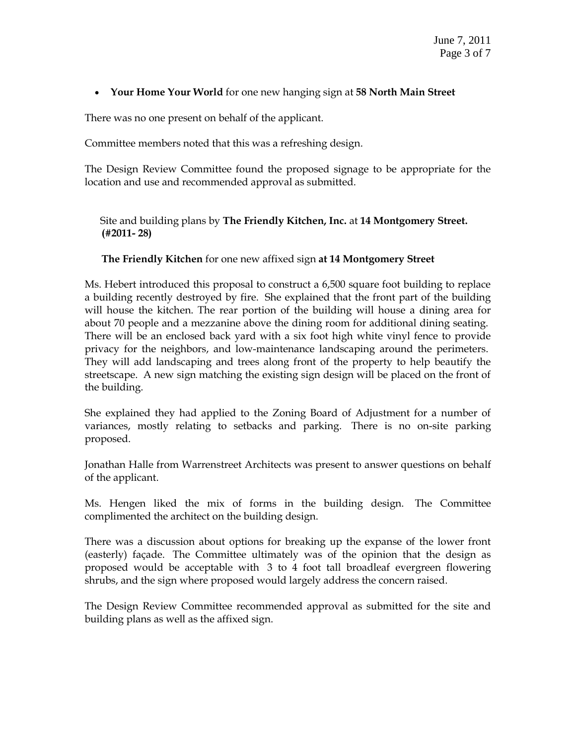- **Your Home Your World** for one new hanging sign at **58 North Main Street**

There was no one present on behalf of the applicant.

Committee members noted that this was a refreshing design.

The Design Review Committee found the proposed signage to be appropriate for the location and use and recommended approval as submitted.

Site and building plans by **The Friendly Kitchen, Inc.** at **14 Montgomery Street. (#2011- 28)**

**The Friendly Kitchen** for one new affixed sign **at 14 Montgomery Street**

Ms. Hebert introduced this proposal to construct a 6,500 square foot building to replace a building recently destroyed by fire. She explained that the front part of the building will house the kitchen. The rear portion of the building will house a dining area for about 70 people and a mezzanine above the dining room for additional dining seating. There will be an enclosed back yard with a six foot high white vinyl fence to provide privacy for the neighbors, and low-maintenance landscaping around the perimeters. They will add landscaping and trees along front of the property to help beautify the streetscape. A new sign matching the existing sign design will be placed on the front of the building.

She explained they had applied to the Zoning Board of Adjustment for a number of variances, mostly relating to setbacks and parking. There is no on-site parking proposed.

Jonathan Halle from Warrenstreet Architects was present to answer questions on behalf of the applicant.

Ms. Hengen liked the mix of forms in the building design. The Committee complimented the architect on the building design.

There was a discussion about options for breaking up the expanse of the lower front (easterly) façade. The Committee ultimately was of the opinion that the design as proposed would be acceptable with 3 to 4 foot tall broadleaf evergreen flowering shrubs, and the sign where proposed would largely address the concern raised.

The Design Review Committee recommended approval as submitted for the site and building plans as well as the affixed sign.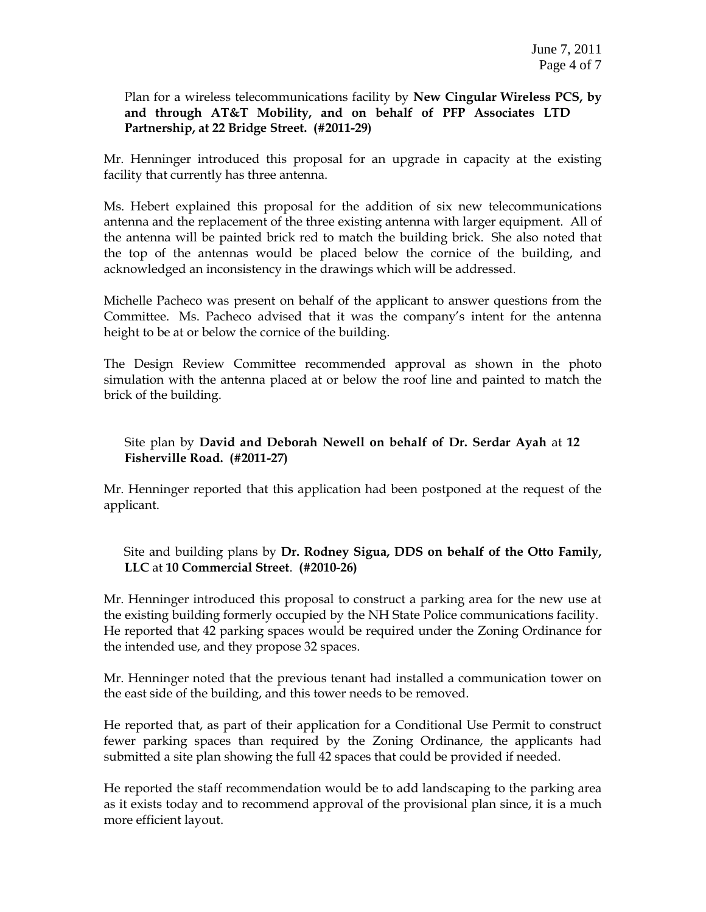Plan for a wireless telecommunications facility by **New Cingular Wireless PCS, by and through AT&T Mobility, and on behalf of PFP Associates LTD Partnership, at 22 Bridge Street. (#2011-29)**

Mr. Henninger introduced this proposal for an upgrade in capacity at the existing facility that currently has three antenna.

Ms. Hebert explained this proposal for the addition of six new telecommunications antenna and the replacement of the three existing antenna with larger equipment. All of the antenna will be painted brick red to match the building brick. She also noted that the top of the antennas would be placed below the cornice of the building, and acknowledged an inconsistency in the drawings which will be addressed.

Michelle Pacheco was present on behalf of the applicant to answer questions from the Committee. Ms. Pacheco advised that it was the company's intent for the antenna height to be at or below the cornice of the building.

The Design Review Committee recommended approval as shown in the photo simulation with the antenna placed at or below the roof line and painted to match the brick of the building.

Site plan by **David and Deborah Newell on behalf of Dr. Serdar Ayah** at **12 Fisherville Road. (#2011-27)**

Mr. Henninger reported that this application had been postponed at the request of the applicant.

Site and building plans by **Dr. Rodney Sigua, DDS on behalf of the Otto Family, LLC** at **10 Commercial Street**. **(#2010-26)**

Mr. Henninger introduced this proposal to construct a parking area for the new use at the existing building formerly occupied by the NH State Police communications facility. He reported that 42 parking spaces would be required under the Zoning Ordinance for the intended use, and they propose 32 spaces.

Mr. Henninger noted that the previous tenant had installed a communication tower on the east side of the building, and this tower needs to be removed.

He reported that, as part of their application for a Conditional Use Permit to construct fewer parking spaces than required by the Zoning Ordinance, the applicants had submitted a site plan showing the full 42 spaces that could be provided if needed.

He reported the staff recommendation would be to add landscaping to the parking area as it exists today and to recommend approval of the provisional plan since, it is a much more efficient layout.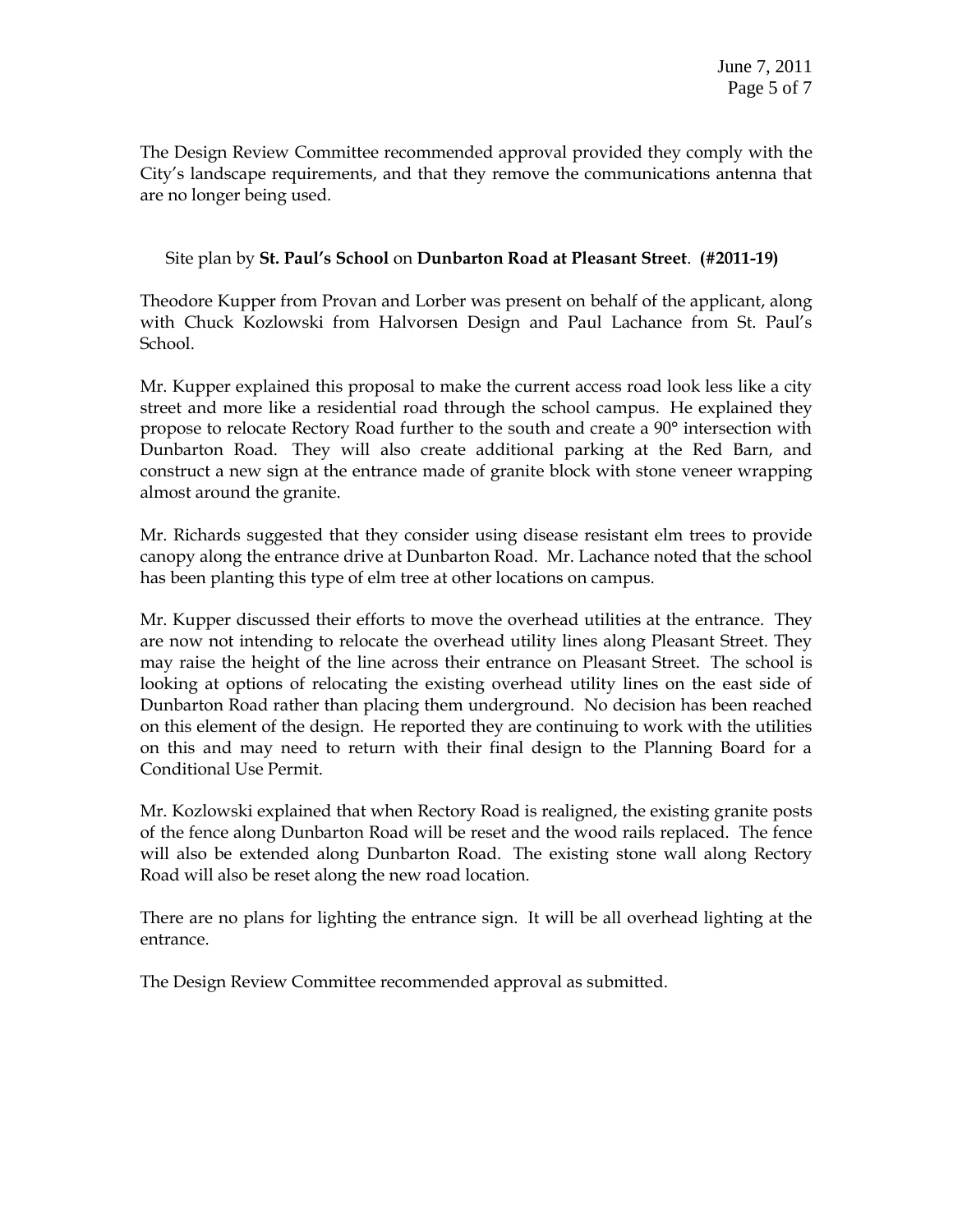The Design Review Committee recommended approval provided they comply with the City's landscape requirements, and that they remove the communications antenna that are no longer being used.

Site plan by **St. Paul's School** on **Dunbarton Road at Pleasant Street**. **(#2011-19)**

Theodore Kupper from Provan and Lorber was present on behalf of the applicant, along with Chuck Kozlowski from Halvorsen Design and Paul Lachance from St. Paul's School.

Mr. Kupper explained this proposal to make the current access road look less like a city street and more like a residential road through the school campus. He explained they propose to relocate Rectory Road further to the south and create a 90° intersection with Dunbarton Road. They will also create additional parking at the Red Barn, and construct a new sign at the entrance made of granite block with stone veneer wrapping almost around the granite.

Mr. Richards suggested that they consider using disease resistant elm trees to provide canopy along the entrance drive at Dunbarton Road. Mr. Lachance noted that the school has been planting this type of elm tree at other locations on campus.

Mr. Kupper discussed their efforts to move the overhead utilities at the entrance. They are now not intending to relocate the overhead utility lines along Pleasant Street. They may raise the height of the line across their entrance on Pleasant Street. The school is looking at options of relocating the existing overhead utility lines on the east side of Dunbarton Road rather than placing them underground. No decision has been reached on this element of the design. He reported they are continuing to work with the utilities on this and may need to return with their final design to the Planning Board for a Conditional Use Permit.

Mr. Kozlowski explained that when Rectory Road is realigned, the existing granite posts of the fence along Dunbarton Road will be reset and the wood rails replaced. The fence will also be extended along Dunbarton Road. The existing stone wall along Rectory Road will also be reset along the new road location.

There are no plans for lighting the entrance sign. It will be all overhead lighting at the entrance.

The Design Review Committee recommended approval as submitted.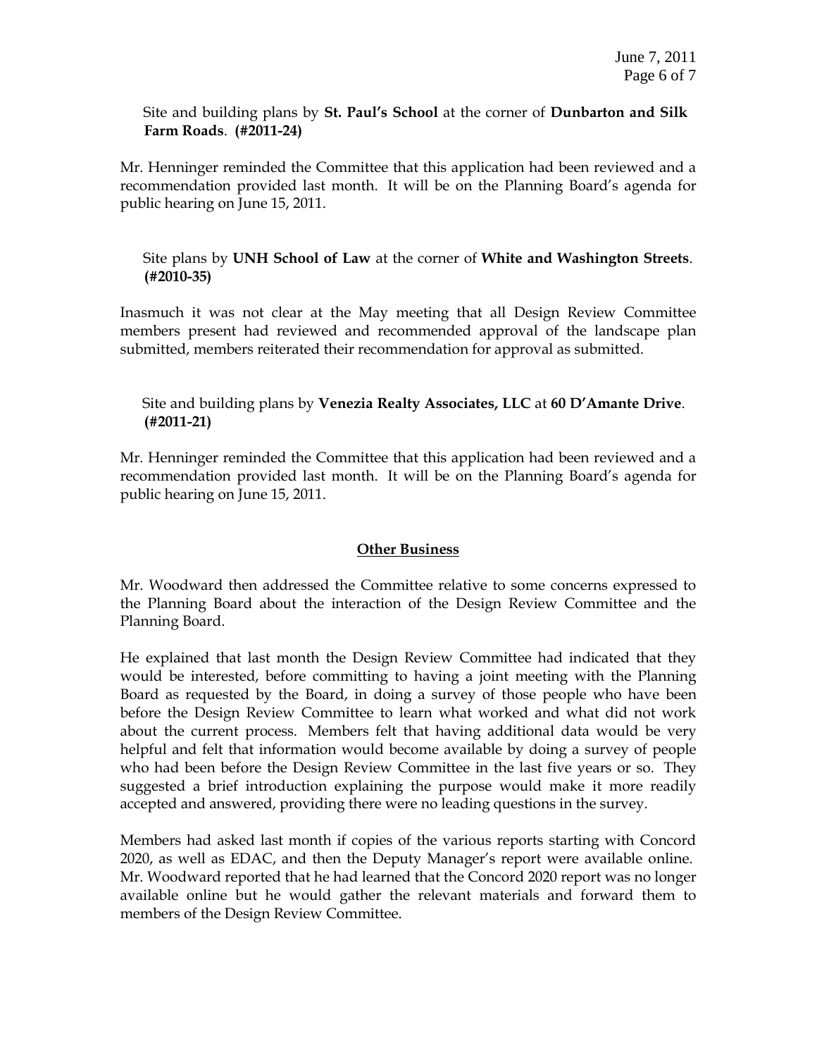Site and building plans by **St. Paul's School** at the corner of **Dunbarton and Silk Farm Roads**. **(#2011-24)**

Mr. Henninger reminded the Committee that this application had been reviewed and a recommendation provided last month. It will be on the Planning Board's agenda for public hearing on June 15, 2011.

Site plans by **UNH School of Law** at the corner of **White and Washington Streets**. **(#2010-35)**

Inasmuch it was not clear at the May meeting that all Design Review Committee members present had reviewed and recommended approval of the landscape plan submitted, members reiterated their recommendation for approval as submitted.

Site and building plans by **Venezia Realty Associates, LLC** at **60 D'Amante Drive**. **(#2011-21)**

Mr. Henninger reminded the Committee that this application had been reviewed and a recommendation provided last month. It will be on the Planning Board's agenda for public hearing on June 15, 2011.

## Other Business

Mr. Woodward then addressed the Committee relative to some concerns expressed to the Planning Board about the interaction of the Design Review Committee and the Planning Board.

He explained that last month the Design Review Committee had indicated that they would be interested, before committing to having a joint meeting with the Planning Board as requested by the Board, in doing a survey of those people who have been before the Design Review Committee to learn what worked and what did not work about the current process. Members felt that having additional data would be very helpful and felt that information would become available by doing a survey of people who had been before the Design Review Committee in the last five years or so. They suggested a brief introduction explaining the purpose would make it more readily accepted and answered, providing there were no leading questions in the survey.

Members had asked last month if copies of the various reports starting with Concord 2020, as well as EDAC, and then the Deputy Manager's report were available online. Mr. Woodward reported that he had learned that the Concord 2020 report was no longer available online but he would gather the relevant materials and forward them to members of the Design Review Committee.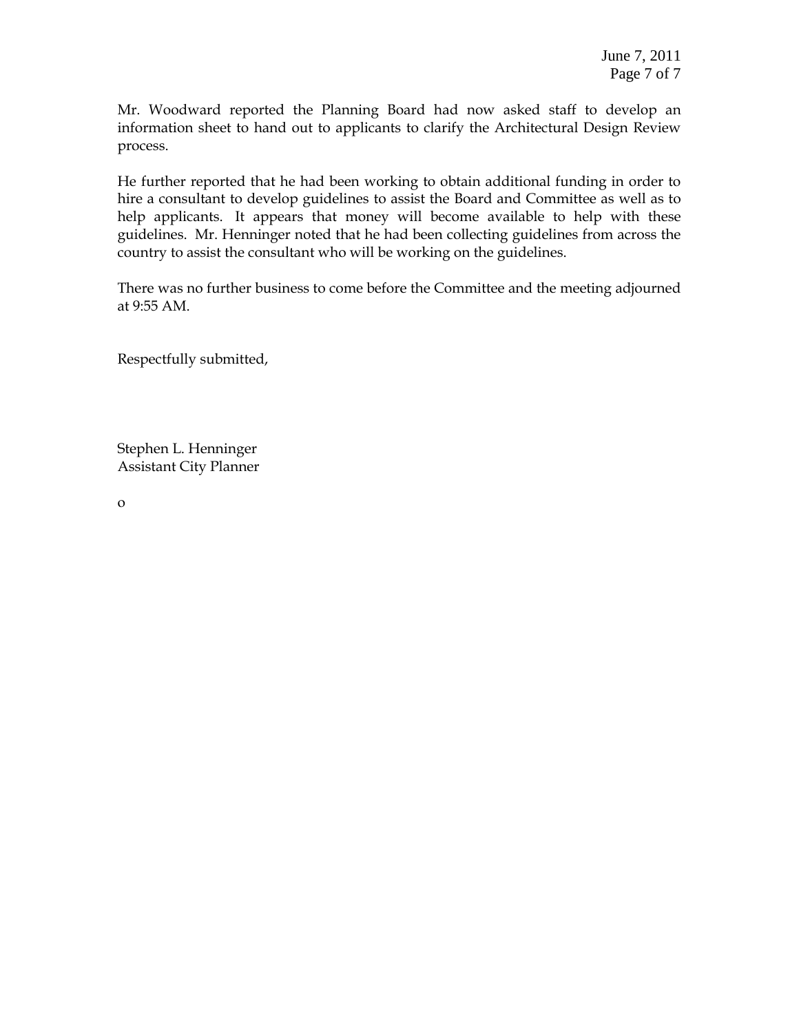Mr. Woodward reported the Planning Board had now asked staff to develop an information sheet to hand out to applicants to clarify the Architectural Design Review process.

He further reported that he had been working to obtain additional funding in order to hire a consultant to develop guidelines to assist the Board and Committee as well as to help applicants. It appears that money will become available to help with these guidelines. Mr. Henninger noted that he had been collecting guidelines from across the country to assist the consultant who will be working on the guidelines.

There was no further business to come before the Committee and the meeting adjourned at 9:55 AM.

Respectfully submitted,

Stephen L. Henninger
Assistant City Planner

o